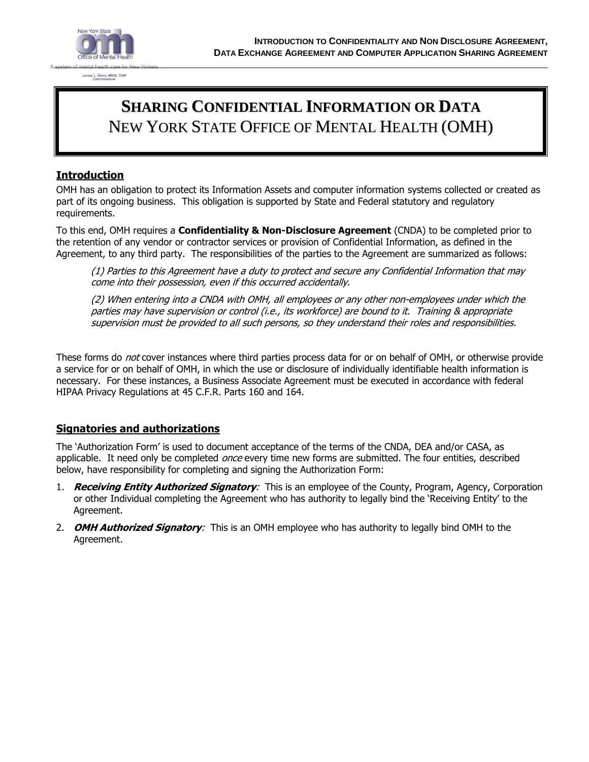# SHARING CONFIDENTIAL INFORMATION OR DATA
# NEW YORK STATE OFFICE OF MENTAL HEALTH (OMH)

## Introduction

OMH has an obligation to protect its Information Assets and computer information systems collected or created as part of its ongoing business. This obligation is supported by State and Federal statutory and regulatory requirements.

To this end, OMH requires a **Confidentiality & Non-Disclosure Agreement** (CNDA) to be completed prior to the retention of any vendor or contractor services or provision of Confidential Information, as defined in the Agreement, to any third party. The responsibilities of the parties to the Agreement are summarized as follows:

> *(1) Parties to this Agreement have a duty to protect and secure any Confidential Information that may come into their possession, even if this occurred accidentally.*
>
> *(2) When entering into a CNDA with OMH, all employees or any other non-employees under which the parties may have supervision or control (i.e., its workforce) are bound to it. Training & appropriate supervision must be provided to all such persons, so they understand their roles and responsibilities.*

These forms do *not* cover instances where third parties process data for or on behalf of OMH, or otherwise provide a service for or on behalf of OMH, in which the use or disclosure of individually identifiable health information is necessary. For these instances, a Business Associate Agreement must be executed in accordance with federal HIPAA Privacy Regulations at 45 C.F.R. Parts 160 and 164.

## Signatories and authorizations

The 'Authorization Form' is used to document acceptance of the terms of the CNDA, DEA and/or CASA, as applicable. It need only be completed *once* every time new forms are submitted. The four entities, described below, have responsibility for completing and signing the Authorization Form:

1. ***Receiving Entity Authorized Signatory**:* This is an employee of the County, Program, Agency, Corporation or other Individual completing the Agreement who has authority to legally bind the 'Receiving Entity' to the Agreement.
2. ***OMH Authorized Signatory**:* This is an OMH employee who has authority to legally bind OMH to the Agreement.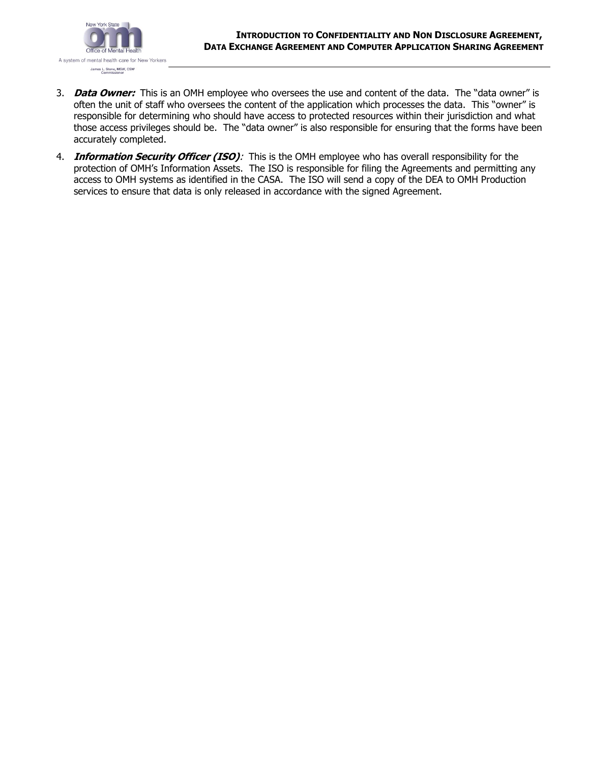3. ***Data Owner:*** This is an OMH employee who oversees the use and content of the data. The "data owner" is often the unit of staff who oversees the content of the application which processes the data. This "owner" is responsible for determining who should have access to protected resources within their jurisdiction and what those access privileges should be. The "data owner" is also responsible for ensuring that the forms have been accurately completed.

4. ***Information Security Officer (ISO)****:* This is the OMH employee who has overall responsibility for the protection of OMH's Information Assets. The ISO is responsible for filing the Agreements and permitting any access to OMH systems as identified in the CASA. The ISO will send a copy of the DEA to OMH Production services to ensure that data is only released in accordance with the signed Agreement.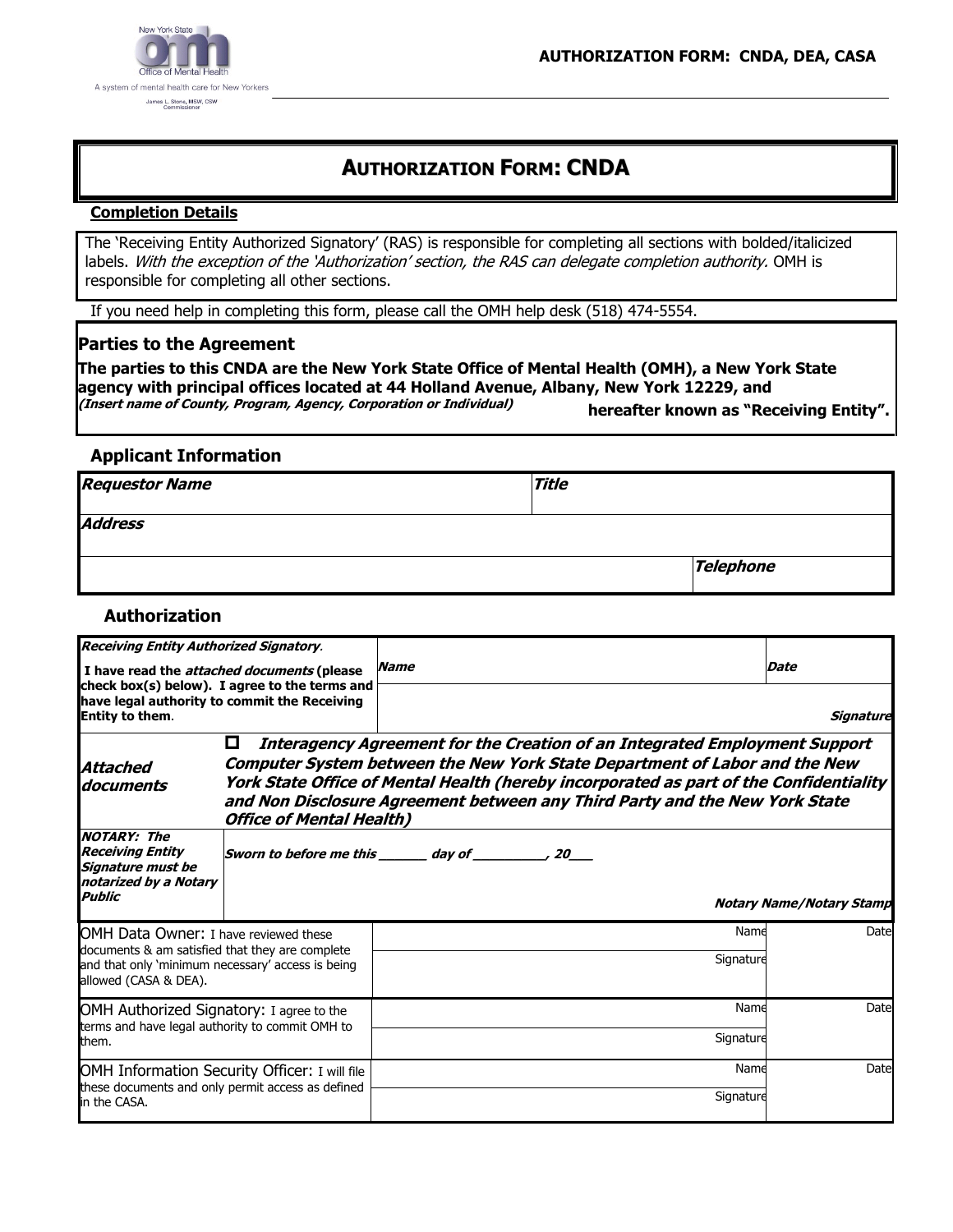New York State
Office of Mental Health
A system of mental health care for New Yorkers
James L. Stone, MSW, CSW
Commissioner

**AUTHORIZATION FORM: CNDA, DEA, CASA**

# AUTHORIZATION FORM: CNDA

**Completion Details**

The 'Receiving Entity Authorized Signatory' (RAS) is responsible for completing all sections with bolded/italicized labels. *With the exception of the 'Authorization' section, the RAS can delegate completion authority.* OMH is responsible for completing all other sections.

If you need help in completing this form, please call the OMH help desk (518) 474-5554.

## Parties to the Agreement

**The parties to this CNDA are the New York State Office of Mental Health (OMH), a New York State agency with principal offices located at 44 Holland Avenue, Albany, New York 12229, and**
***(Insert name of County, Program, Agency, Corporation or Individual)*** **hereafter known as "Receiving Entity".**

## Applicant Information

| ***Requestor Name*** | | ***Title*** |
|---|---|---|
| ***Address*** | | |
| | | ***Telephone*** |

## Authorization

| ***Receiving Entity Authorized Signatory.*** **I have read the *attached documents* (please check box(s) below). I agree to the terms and have legal authority to commit the Receiving Entity to them.** | ***Name*** | ***Date*** |
|---|---|---|
| | ***Signature*** | |
| ***Attached documents*** | ☐ ***Interagency Agreement for the Creation of an Integrated Employment Support Computer System between the New York State Department of Labor and the New York State Office of Mental Health (hereby incorporated as part of the Confidentiality and Non Disclosure Agreement between any Third Party and the New York State Office of Mental Health)*** | |
| ***NOTARY: The Receiving Entity Signature must be notarized by a Notary Public*** | ***Sworn to before me this ______ day of _________, 20___*** | ***Notary Name/Notary Stamp*** |
| OMH Data Owner: I have reviewed these documents & am satisfied that they are complete and that only 'minimum necessary' access is being allowed (CASA & DEA). | Name | Date |
| | Signature | |
| OMH Authorized Signatory: I agree to the terms and have legal authority to commit OMH to them. | Name | Date |
| | Signature | |
| OMH Information Security Officer: I will file these documents and only permit access as defined in the CASA. | Name | Date |
| | Signature | |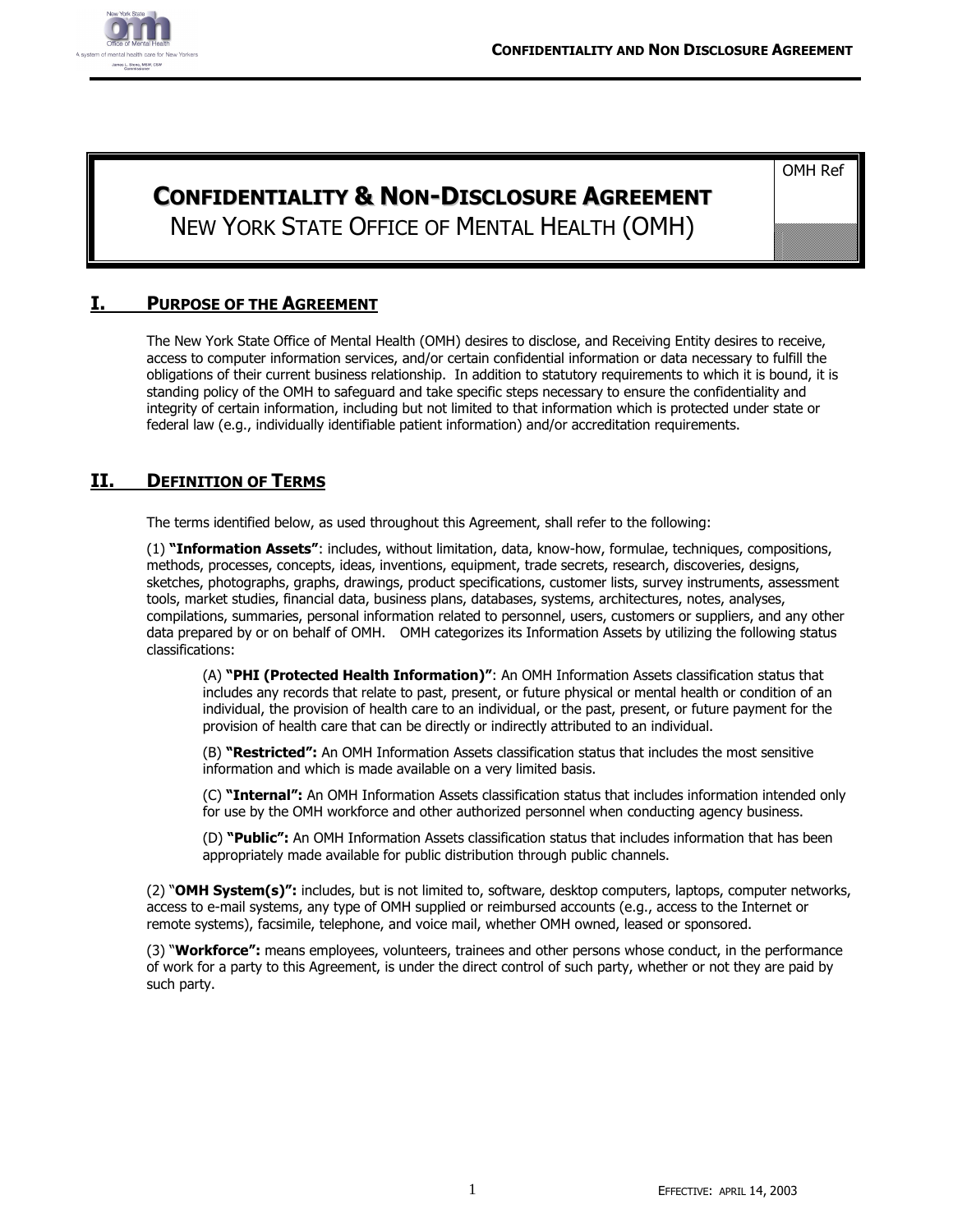# CONFIDENTIALITY & NON-DISCLOSURE AGREEMENT

NEW YORK STATE OFFICE OF MENTAL HEALTH (OMH)

OMH Ref

## I. PURPOSE OF THE AGREEMENT

The New York State Office of Mental Health (OMH) desires to disclose, and Receiving Entity desires to receive, access to computer information services, and/or certain confidential information or data necessary to fulfill the obligations of their current business relationship. In addition to statutory requirements to which it is bound, it is standing policy of the OMH to safeguard and take specific steps necessary to ensure the confidentiality and integrity of certain information, including but not limited to that information which is protected under state or federal law (e.g., individually identifiable patient information) and/or accreditation requirements.

## II. DEFINITION OF TERMS

The terms identified below, as used throughout this Agreement, shall refer to the following:

(1) **"Information Assets"**: includes, without limitation, data, know-how, formulae, techniques, compositions, methods, processes, concepts, ideas, inventions, equipment, trade secrets, research, discoveries, designs, sketches, photographs, graphs, drawings, product specifications, customer lists, survey instruments, assessment tools, market studies, financial data, business plans, databases, systems, architectures, notes, analyses, compilations, summaries, personal information related to personnel, users, customers or suppliers, and any other data prepared by or on behalf of OMH. OMH categorizes its Information Assets by utilizing the following status classifications:

> (A) **"PHI (Protected Health Information)"**: An OMH Information Assets classification status that includes any records that relate to past, present, or future physical or mental health or condition of an individual, the provision of health care to an individual, or the past, present, or future payment for the provision of health care that can be directly or indirectly attributed to an individual.
>
> (B) **"Restricted":** An OMH Information Assets classification status that includes the most sensitive information and which is made available on a very limited basis.
>
> (C) **"Internal":** An OMH Information Assets classification status that includes information intended only for use by the OMH workforce and other authorized personnel when conducting agency business.
>
> (D) **"Public":** An OMH Information Assets classification status that includes information that has been appropriately made available for public distribution through public channels.

(2) "**OMH System(s)":** includes, but is not limited to, software, desktop computers, laptops, computer networks, access to e-mail systems, any type of OMH supplied or reimbursed accounts (e.g., access to the Internet or remote systems), facsimile, telephone, and voice mail, whether OMH owned, leased or sponsored.

(3) "**Workforce":** means employees, volunteers, trainees and other persons whose conduct, in the performance of work for a party to this Agreement, is under the direct control of such party, whether or not they are paid by such party.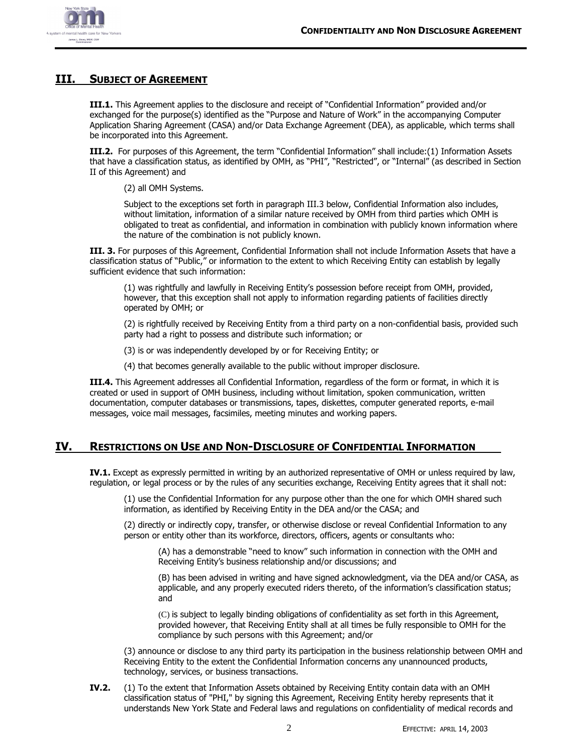## III. SUBJECT OF AGREEMENT

**III.1.** This Agreement applies to the disclosure and receipt of "Confidential Information" provided and/or exchanged for the purpose(s) identified as the "Purpose and Nature of Work" in the accompanying Computer Application Sharing Agreement (CASA) and/or Data Exchange Agreement (DEA), as applicable, which terms shall be incorporated into this Agreement.

**III.2.** For purposes of this Agreement, the term "Confidential Information" shall include:(1) Information Assets that have a classification status, as identified by OMH, as "PHI", "Restricted", or "Internal" (as described in Section II of this Agreement) and

(2) all OMH Systems.

Subject to the exceptions set forth in paragraph III.3 below, Confidential Information also includes, without limitation, information of a similar nature received by OMH from third parties which OMH is obligated to treat as confidential, and information in combination with publicly known information where the nature of the combination is not publicly known.

**III. 3.** For purposes of this Agreement, Confidential Information shall not include Information Assets that have a classification status of "Public," or information to the extent to which Receiving Entity can establish by legally sufficient evidence that such information:

(1) was rightfully and lawfully in Receiving Entity's possession before receipt from OMH, provided, however, that this exception shall not apply to information regarding patients of facilities directly operated by OMH; or

(2) is rightfully received by Receiving Entity from a third party on a non-confidential basis, provided such party had a right to possess and distribute such information; or

(3) is or was independently developed by or for Receiving Entity; or

(4) that becomes generally available to the public without improper disclosure.

**III.4.** This Agreement addresses all Confidential Information, regardless of the form or format, in which it is created or used in support of OMH business, including without limitation, spoken communication, written documentation, computer databases or transmissions, tapes, diskettes, computer generated reports, e-mail messages, voice mail messages, facsimiles, meeting minutes and working papers.

## IV. RESTRICTIONS ON USE AND NON-DISCLOSURE OF CONFIDENTIAL INFORMATION

**IV.1.** Except as expressly permitted in writing by an authorized representative of OMH or unless required by law, regulation, or legal process or by the rules of any securities exchange, Receiving Entity agrees that it shall not:

(1) use the Confidential Information for any purpose other than the one for which OMH shared such information, as identified by Receiving Entity in the DEA and/or the CASA; and

(2) directly or indirectly copy, transfer, or otherwise disclose or reveal Confidential Information to any person or entity other than its workforce, directors, officers, agents or consultants who:

(A) has a demonstrable "need to know" such information in connection with the OMH and Receiving Entity's business relationship and/or discussions; and

(B) has been advised in writing and have signed acknowledgment, via the DEA and/or CASA, as applicable, and any properly executed riders thereto, of the information's classification status; and

(C) is subject to legally binding obligations of confidentiality as set forth in this Agreement, provided however, that Receiving Entity shall at all times be fully responsible to OMH for the compliance by such persons with this Agreement; and/or

(3) announce or disclose to any third party its participation in the business relationship between OMH and Receiving Entity to the extent the Confidential Information concerns any unannounced products, technology, services, or business transactions.

**IV.2.** (1) To the extent that Information Assets obtained by Receiving Entity contain data with an OMH classification status of "PHI," by signing this Agreement, Receiving Entity hereby represents that it understands New York State and Federal laws and regulations on confidentiality of medical records and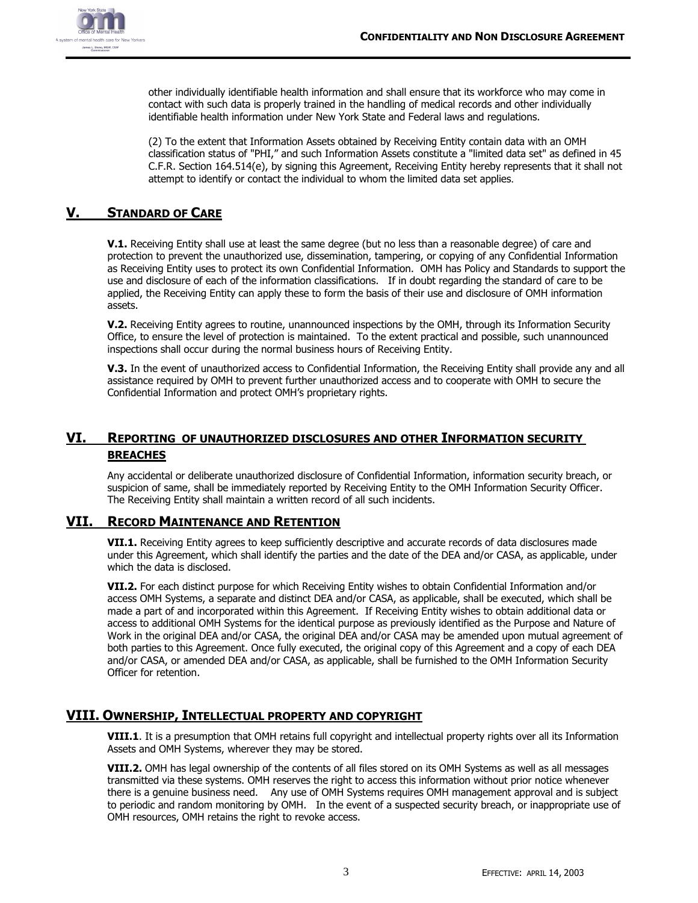other individually identifiable health information and shall ensure that its workforce who may come in contact with such data is properly trained in the handling of medical records and other individually identifiable health information under New York State and Federal laws and regulations.

(2) To the extent that Information Assets obtained by Receiving Entity contain data with an OMH classification status of "PHI," and such Information Assets constitute a "limited data set" as defined in 45 C.F.R. Section 164.514(e), by signing this Agreement, Receiving Entity hereby represents that it shall not attempt to identify or contact the individual to whom the limited data set applies.

## V. STANDARD OF CARE

**V.1.** Receiving Entity shall use at least the same degree (but no less than a reasonable degree) of care and protection to prevent the unauthorized use, dissemination, tampering, or copying of any Confidential Information as Receiving Entity uses to protect its own Confidential Information. OMH has Policy and Standards to support the use and disclosure of each of the information classifications. If in doubt regarding the standard of care to be applied, the Receiving Entity can apply these to form the basis of their use and disclosure of OMH information assets.

**V.2.** Receiving Entity agrees to routine, unannounced inspections by the OMH, through its Information Security Office, to ensure the level of protection is maintained. To the extent practical and possible, such unannounced inspections shall occur during the normal business hours of Receiving Entity.

**V.3.** In the event of unauthorized access to Confidential Information, the Receiving Entity shall provide any and all assistance required by OMH to prevent further unauthorized access and to cooperate with OMH to secure the Confidential Information and protect OMH's proprietary rights.

## VI. REPORTING OF UNAUTHORIZED DISCLOSURES AND OTHER INFORMATION SECURITY BREACHES

Any accidental or deliberate unauthorized disclosure of Confidential Information, information security breach, or suspicion of same, shall be immediately reported by Receiving Entity to the OMH Information Security Officer. The Receiving Entity shall maintain a written record of all such incidents.

## VII. RECORD MAINTENANCE AND RETENTION

**VII.1.** Receiving Entity agrees to keep sufficiently descriptive and accurate records of data disclosures made under this Agreement, which shall identify the parties and the date of the DEA and/or CASA, as applicable, under which the data is disclosed.

**VII.2.** For each distinct purpose for which Receiving Entity wishes to obtain Confidential Information and/or access OMH Systems, a separate and distinct DEA and/or CASA, as applicable, shall be executed, which shall be made a part of and incorporated within this Agreement. If Receiving Entity wishes to obtain additional data or access to additional OMH Systems for the identical purpose as previously identified as the Purpose and Nature of Work in the original DEA and/or CASA, the original DEA and/or CASA may be amended upon mutual agreement of both parties to this Agreement. Once fully executed, the original copy of this Agreement and a copy of each DEA and/or CASA, or amended DEA and/or CASA, as applicable, shall be furnished to the OMH Information Security Officer for retention.

## VIII. OWNERSHIP, INTELLECTUAL PROPERTY AND COPYRIGHT

**VIII.1**. It is a presumption that OMH retains full copyright and intellectual property rights over all its Information Assets and OMH Systems, wherever they may be stored.

**VIII.2.** OMH has legal ownership of the contents of all files stored on its OMH Systems as well as all messages transmitted via these systems. OMH reserves the right to access this information without prior notice whenever there is a genuine business need. Any use of OMH Systems requires OMH management approval and is subject to periodic and random monitoring by OMH. In the event of a suspected security breach, or inappropriate use of OMH resources, OMH retains the right to revoke access.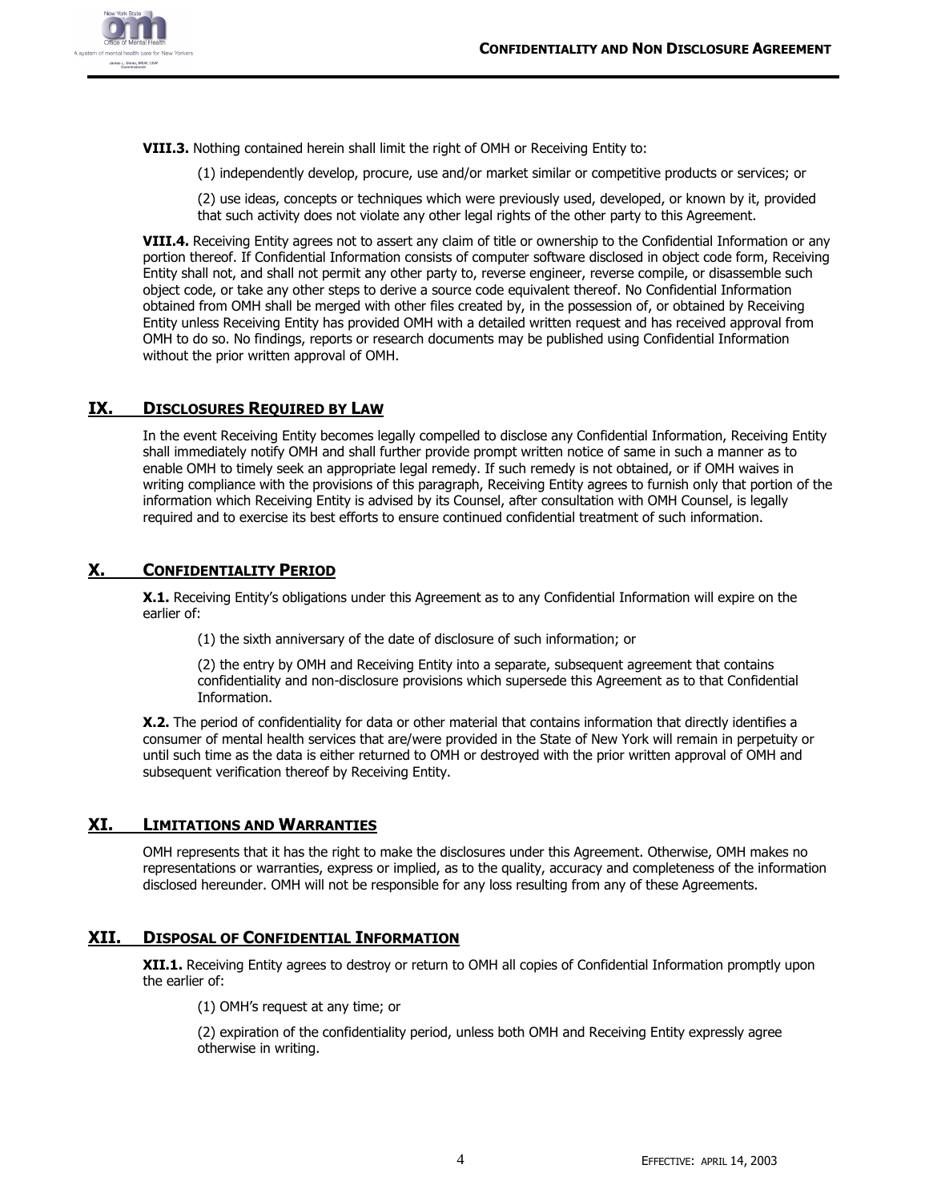**VIII.3.** Nothing contained herein shall limit the right of OMH or Receiving Entity to:

(1) independently develop, procure, use and/or market similar or competitive products or services; or

(2) use ideas, concepts or techniques which were previously used, developed, or known by it, provided that such activity does not violate any other legal rights of the other party to this Agreement.

**VIII.4.** Receiving Entity agrees not to assert any claim of title or ownership to the Confidential Information or any portion thereof. If Confidential Information consists of computer software disclosed in object code form, Receiving Entity shall not, and shall not permit any other party to, reverse engineer, reverse compile, or disassemble such object code, or take any other steps to derive a source code equivalent thereof. No Confidential Information obtained from OMH shall be merged with other files created by, in the possession of, or obtained by Receiving Entity unless Receiving Entity has provided OMH with a detailed written request and has received approval from OMH to do so. No findings, reports or research documents may be published using Confidential Information without the prior written approval of OMH.

## IX. Disclosures Required by Law

In the event Receiving Entity becomes legally compelled to disclose any Confidential Information, Receiving Entity shall immediately notify OMH and shall further provide prompt written notice of same in such a manner as to enable OMH to timely seek an appropriate legal remedy. If such remedy is not obtained, or if OMH waives in writing compliance with the provisions of this paragraph, Receiving Entity agrees to furnish only that portion of the information which Receiving Entity is advised by its Counsel, after consultation with OMH Counsel, is legally required and to exercise its best efforts to ensure continued confidential treatment of such information.

## X. Confidentiality Period

**X.1.** Receiving Entity's obligations under this Agreement as to any Confidential Information will expire on the earlier of:

(1) the sixth anniversary of the date of disclosure of such information; or

(2) the entry by OMH and Receiving Entity into a separate, subsequent agreement that contains confidentiality and non-disclosure provisions which supersede this Agreement as to that Confidential Information.

**X.2.** The period of confidentiality for data or other material that contains information that directly identifies a consumer of mental health services that are/were provided in the State of New York will remain in perpetuity or until such time as the data is either returned to OMH or destroyed with the prior written approval of OMH and subsequent verification thereof by Receiving Entity.

## XI. Limitations and Warranties

OMH represents that it has the right to make the disclosures under this Agreement. Otherwise, OMH makes no representations or warranties, express or implied, as to the quality, accuracy and completeness of the information disclosed hereunder. OMH will not be responsible for any loss resulting from any of these Agreements.

## XII. Disposal of Confidential Information

**XII.1.** Receiving Entity agrees to destroy or return to OMH all copies of Confidential Information promptly upon the earlier of:

(1) OMH's request at any time; or

(2) expiration of the confidentiality period, unless both OMH and Receiving Entity expressly agree otherwise in writing.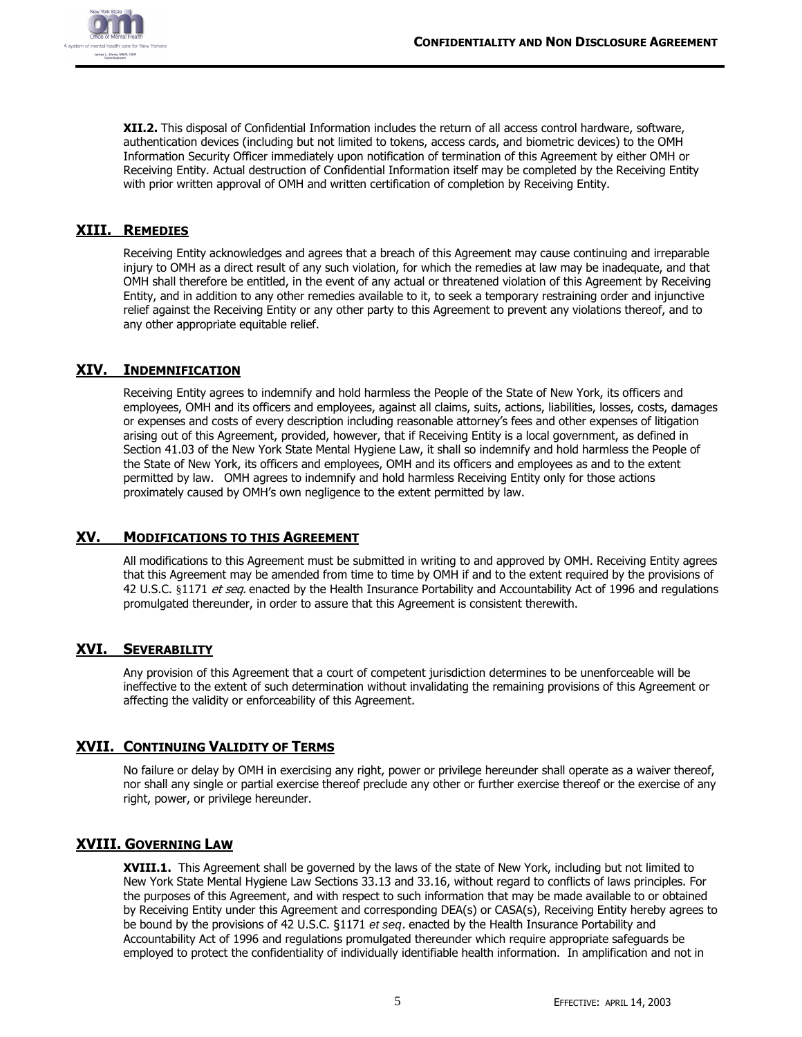**XII.2.** This disposal of Confidential Information includes the return of all access control hardware, software, authentication devices (including but not limited to tokens, access cards, and biometric devices) to the OMH Information Security Officer immediately upon notification of termination of this Agreement by either OMH or Receiving Entity. Actual destruction of Confidential Information itself may be completed by the Receiving Entity with prior written approval of OMH and written certification of completion by Receiving Entity.

## XIII. REMEDIES

Receiving Entity acknowledges and agrees that a breach of this Agreement may cause continuing and irreparable injury to OMH as a direct result of any such violation, for which the remedies at law may be inadequate, and that OMH shall therefore be entitled, in the event of any actual or threatened violation of this Agreement by Receiving Entity, and in addition to any other remedies available to it, to seek a temporary restraining order and injunctive relief against the Receiving Entity or any other party to this Agreement to prevent any violations thereof, and to any other appropriate equitable relief.

## XIV. INDEMNIFICATION

Receiving Entity agrees to indemnify and hold harmless the People of the State of New York, its officers and employees, OMH and its officers and employees, against all claims, suits, actions, liabilities, losses, costs, damages or expenses and costs of every description including reasonable attorney's fees and other expenses of litigation arising out of this Agreement, provided, however, that if Receiving Entity is a local government, as defined in Section 41.03 of the New York State Mental Hygiene Law, it shall so indemnify and hold harmless the People of the State of New York, its officers and employees, OMH and its officers and employees as and to the extent permitted by law. OMH agrees to indemnify and hold harmless Receiving Entity only for those actions proximately caused by OMH's own negligence to the extent permitted by law.

## XV. MODIFICATIONS TO THIS AGREEMENT

All modifications to this Agreement must be submitted in writing to and approved by OMH. Receiving Entity agrees that this Agreement may be amended from time to time by OMH if and to the extent required by the provisions of 42 U.S.C. §1171 *et seq.* enacted by the Health Insurance Portability and Accountability Act of 1996 and regulations promulgated thereunder, in order to assure that this Agreement is consistent therewith.

## XVI. SEVERABILITY

Any provision of this Agreement that a court of competent jurisdiction determines to be unenforceable will be ineffective to the extent of such determination without invalidating the remaining provisions of this Agreement or affecting the validity or enforceability of this Agreement.

## XVII. CONTINUING VALIDITY OF TERMS

No failure or delay by OMH in exercising any right, power or privilege hereunder shall operate as a waiver thereof, nor shall any single or partial exercise thereof preclude any other or further exercise thereof or the exercise of any right, power, or privilege hereunder.

## XVIII. GOVERNING LAW

**XVIII.1.** This Agreement shall be governed by the laws of the state of New York, including but not limited to New York State Mental Hygiene Law Sections 33.13 and 33.16, without regard to conflicts of laws principles. For the purposes of this Agreement, and with respect to such information that may be made available to or obtained by Receiving Entity under this Agreement and corresponding DEA(s) or CASA(s), Receiving Entity hereby agrees to be bound by the provisions of 42 U.S.C. §1171 *et seq*. enacted by the Health Insurance Portability and Accountability Act of 1996 and regulations promulgated thereunder which require appropriate safeguards be employed to protect the confidentiality of individually identifiable health information. In amplification and not in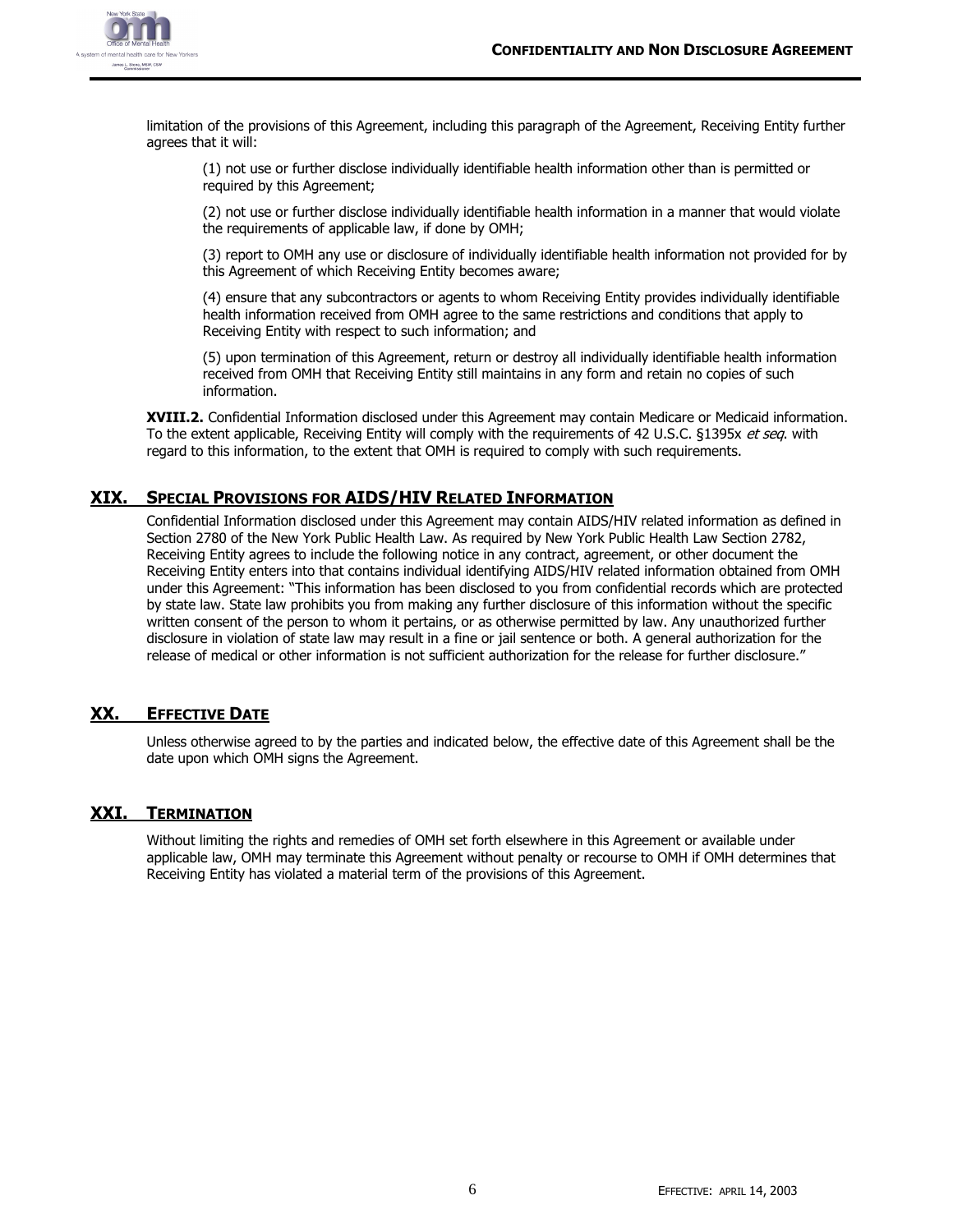limitation of the provisions of this Agreement, including this paragraph of the Agreement, Receiving Entity further agrees that it will:

(1) not use or further disclose individually identifiable health information other than is permitted or required by this Agreement;

(2) not use or further disclose individually identifiable health information in a manner that would violate the requirements of applicable law, if done by OMH;

(3) report to OMH any use or disclosure of individually identifiable health information not provided for by this Agreement of which Receiving Entity becomes aware;

(4) ensure that any subcontractors or agents to whom Receiving Entity provides individually identifiable health information received from OMH agree to the same restrictions and conditions that apply to Receiving Entity with respect to such information; and

(5) upon termination of this Agreement, return or destroy all individually identifiable health information received from OMH that Receiving Entity still maintains in any form and retain no copies of such information.

**XVIII.2.** Confidential Information disclosed under this Agreement may contain Medicare or Medicaid information. To the extent applicable, Receiving Entity will comply with the requirements of 42 U.S.C. §1395x *et seq*. with regard to this information, to the extent that OMH is required to comply with such requirements.

## XIX. SPECIAL PROVISIONS FOR AIDS/HIV RELATED INFORMATION

Confidential Information disclosed under this Agreement may contain AIDS/HIV related information as defined in Section 2780 of the New York Public Health Law. As required by New York Public Health Law Section 2782, Receiving Entity agrees to include the following notice in any contract, agreement, or other document the Receiving Entity enters into that contains individual identifying AIDS/HIV related information obtained from OMH under this Agreement: "This information has been disclosed to you from confidential records which are protected by state law. State law prohibits you from making any further disclosure of this information without the specific written consent of the person to whom it pertains, or as otherwise permitted by law. Any unauthorized further disclosure in violation of state law may result in a fine or jail sentence or both. A general authorization for the release of medical or other information is not sufficient authorization for the release for further disclosure."

## XX. EFFECTIVE DATE

Unless otherwise agreed to by the parties and indicated below, the effective date of this Agreement shall be the date upon which OMH signs the Agreement.

## XXI. TERMINATION

Without limiting the rights and remedies of OMH set forth elsewhere in this Agreement or available under applicable law, OMH may terminate this Agreement without penalty or recourse to OMH if OMH determines that Receiving Entity has violated a material term of the provisions of this Agreement.